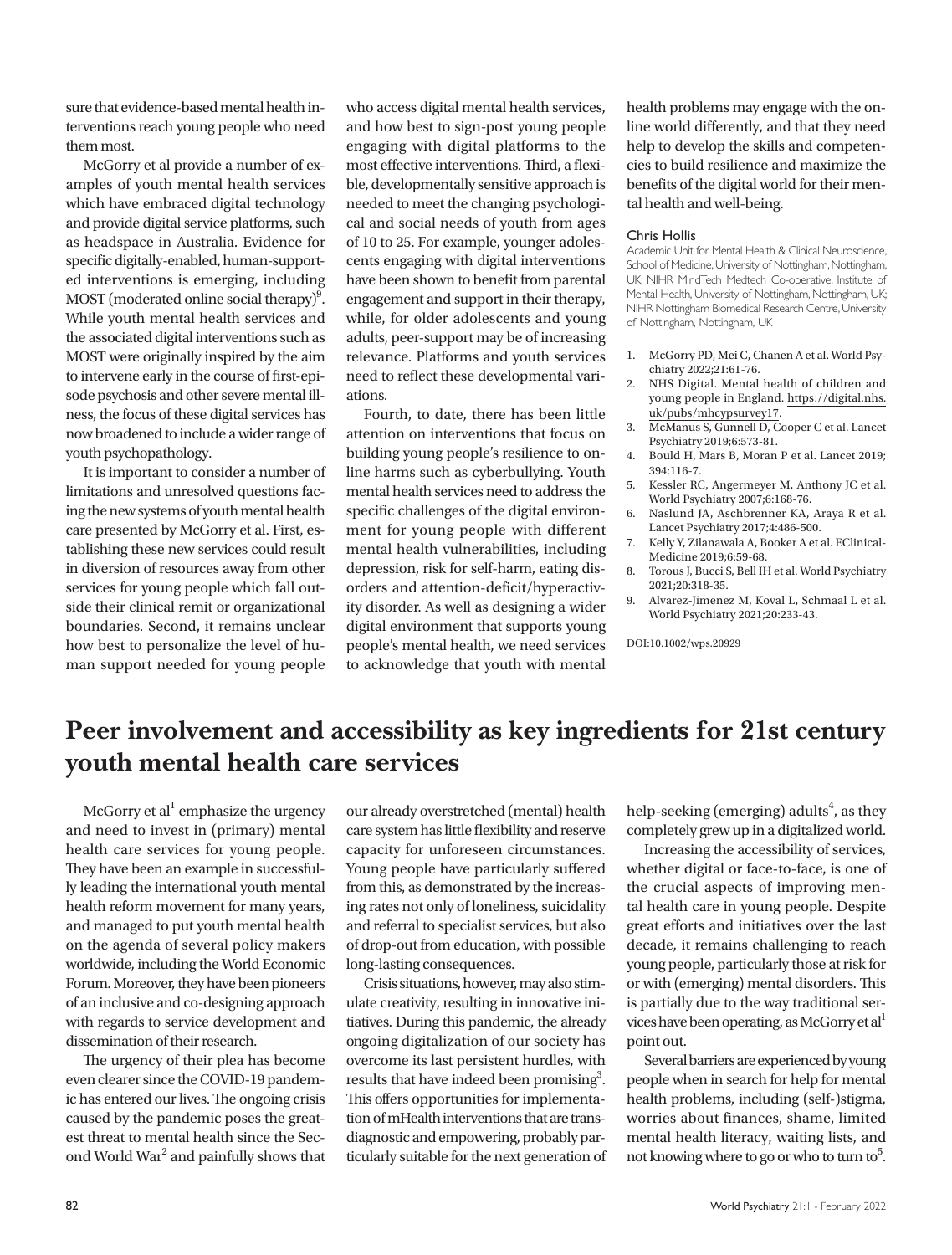sure that evidence-based mental health interventions reach young people who need them most.

McGorry et al provide a number of examples of youth mental health services which have embraced digital technology and provide digital service platforms, such as headspace in Australia. Evidence for specific digitally-enabled, human-supported interventions is emerging, including MOST (moderated online social therapy)[9]. While youth mental health services and the associated digital interventions such as MOST were originally inspired by the aim to intervene early in the course of first-episode psychosis and other severe mental illness, the focus of these digital services has now broadened to include a wider range of youth psychopathology.

It is important to consider a number of limitations and unresolved questions facing the new systems of youth mental health care presented by McGorry et al. First, establishing these new services could result in diversion of resources away from other services for young people which fall outside their clinical remit or organizational boundaries. Second, it remains unclear how best to personalize the level of human support needed for young people who access digital mental health services, and how best to sign-post young people engaging with digital platforms to the most effective interventions. Third, a flexible, developmentally sensitive approach is needed to meet the changing psychological and social needs of youth from ages of 10 to 25. For example, younger adolescents engaging with digital interventions have been shown to benefit from parental engagement and support in their therapy, while, for older adolescents and young adults, peer-support may be of increasing relevance. Platforms and youth services need to reflect these developmental variations.

Fourth, to date, there has been little attention on interventions that focus on building young people's resilience to online harms such as cyberbullying. Youth mental health services need to address the specific challenges of the digital environment for young people with different mental health vulnerabilities, including depression, risk for self-harm, eating disorders and attention-deficit/hyperactivity disorder. As well as designing a wider digital environment that supports young people's mental health, we need services to acknowledge that youth with mental health problems may engage with the online world differently, and that they need help to develop the skills and competencies to build resilience and maximize the benefits of the digital world for their mental health and well-being.

**Chris Hollis**

Academic Unit for Mental Health & Clinical Neuroscience, School of Medicine, University of Nottingham, Nottingham, UK; NIHR MindTech Medtech Co-operative, Institute of Mental Health, University of Nottingham, Nottingham, UK; NIHR Nottingham Biomedical Research Centre, University of Nottingham, Nottingham, UK

1. McGorry PD, Mei C, Chanen A et al. World Psychiatry 2022;21:61-76.
2. NHS Digital. Mental health of children and young people in England. https://digital.nhs.uk/pubs/mhcypsurvey17.
3. McManus S, Gunnell D, Cooper C et al. Lancet Psychiatry 2019;6:573-81.
4. Bould H, Mars B, Moran P et al. Lancet 2019; 394:116-7.
5. Kessler RC, Angermeyer M, Anthony JC et al. World Psychiatry 2007;6:168-76.
6. Naslund JA, Aschbrenner KA, Araya R et al. Lancet Psychiatry 2017;4:486-500.
7. Kelly Y, Zilanawala A, Booker A et al. EClinicalMedicine 2019;6:59-68.
8. Torous J, Bucci S, Bell IH et al. World Psychiatry 2021;20:318-35.
9. Alvarez-Jimenez M, Koval L, Schmaal L et al. World Psychiatry 2021;20:233-43.

DOI:10.1002/wps.20929

# Peer involvement and accessibility as key ingredients for 21st century youth mental health care services

McGorry et al[1] emphasize the urgency and need to invest in (primary) mental health care services for young people. They have been an example in successfully leading the international youth mental health reform movement for many years, and managed to put youth mental health on the agenda of several policy makers worldwide, including the World Economic Forum. Moreover, they have been pioneers of an inclusive and co-designing approach with regards to service development and dissemination of their research.

The urgency of their plea has become even clearer since the COVID-19 pandemic has entered our lives. The ongoing crisis caused by the pandemic poses the greatest threat to mental health since the Second World War[2] and painfully shows that our already overstretched (mental) health care system has little flexibility and reserve capacity for unforeseen circumstances. Young people have particularly suffered from this, as demonstrated by the increasing rates not only of loneliness, suicidality and referral to specialist services, but also of drop-out from education, with possible long-lasting consequences.

Crisis situations, however, may also stimulate creativity, resulting in innovative initiatives. During this pandemic, the already ongoing digitalization of our society has overcome its last persistent hurdles, with results that have indeed been promising[3]. This offers opportunities for implementation of mHealth interventions that are transdiagnostic and empowering, probably particularly suitable for the next generation of help-seeking (emerging) adults[4], as they completely grew up in a digitalized world.

Increasing the accessibility of services, whether digital or face-to-face, is one of the crucial aspects of improving mental health care in young people. Despite great efforts and initiatives over the last decade, it remains challenging to reach young people, particularly those at risk for or with (emerging) mental disorders. This is partially due to the way traditional services have been operating, as McGorry et al[1] point out.

Several barriers are experienced by young people when in search for help for mental health problems, including (self-)stigma, worries about finances, shame, limited mental health literacy, waiting lists, and not knowing where to go or who to turn to[5].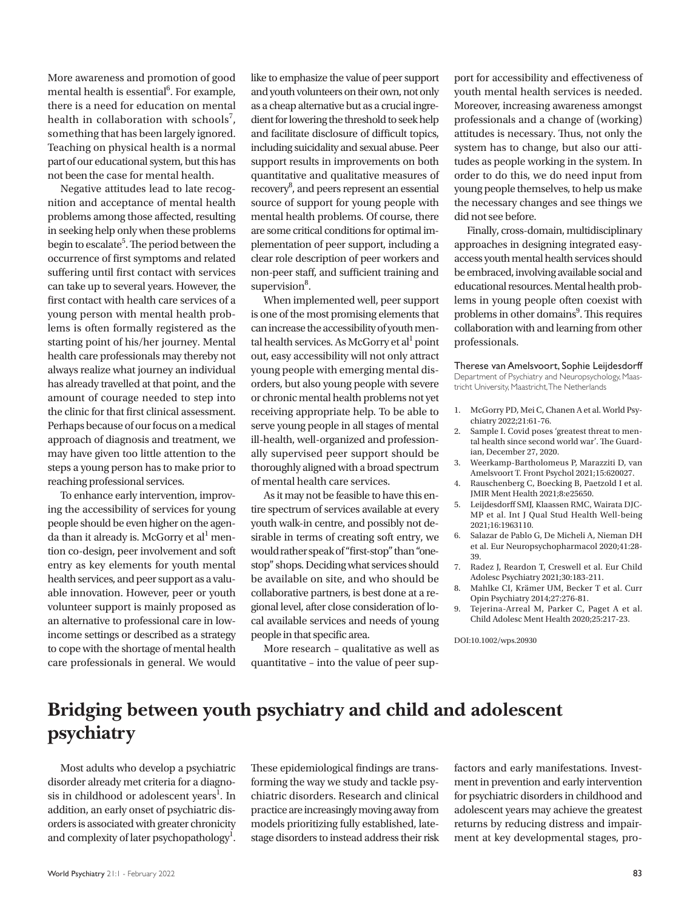More awareness and promotion of good mental health is essential[6]. For example, there is a need for education on mental health in collaboration with schools[7], something that has been largely ignored. Teaching on physical health is a normal part of our educational system, but this has not been the case for mental health.

Negative attitudes lead to late recognition and acceptance of mental health problems among those affected, resulting in seeking help only when these problems begin to escalate[5]. The period between the occurrence of first symptoms and related suffering until first contact with services can take up to several years. However, the first contact with health care services of a young person with mental health problems is often formally registered as the starting point of his/her journey. Mental health care professionals may thereby not always realize what journey an individual has already travelled at that point, and the amount of courage needed to step into the clinic for that first clinical assessment. Perhaps because of our focus on a medical approach of diagnosis and treatment, we may have given too little attention to the steps a young person has to make prior to reaching professional services.

To enhance early intervention, improving the accessibility of services for young people should be even higher on the agenda than it already is. McGorry et al[1] mention co-design, peer involvement and soft entry as key elements for youth mental health services, and peer support as a valuable innovation. However, peer or youth volunteer support is mainly proposed as an alternative to professional care in low-income settings or described as a strategy to cope with the shortage of mental health care professionals in general. We would like to emphasize the value of peer support and youth volunteers on their own, not only as a cheap alternative but as a crucial ingredient for lowering the threshold to seek help and facilitate disclosure of difficult topics, including suicidality and sexual abuse. Peer support results in improvements on both quantitative and qualitative measures of recovery[8], and peers represent an essential source of support for young people with mental health problems. Of course, there are some critical conditions for optimal implementation of peer support, including a clear role description of peer workers and non-peer staff, and sufficient training and supervision[8].

When implemented well, peer support is one of the most promising elements that can increase the accessibility of youth mental health services. As McGorry et al[1] point out, easy accessibility will not only attract young people with emerging mental disorders, but also young people with severe or chronic mental health problems not yet receiving appropriate help. To be able to serve young people in all stages of mental ill-health, well-organized and professionally supervised peer support should be thoroughly aligned with a broad spectrum of mental health care services.

As it may not be feasible to have this entire spectrum of services available at every youth walk-in centre, and possibly not desirable in terms of creating soft entry, we would rather speak of "first-stop" than "one-stop" shops. Deciding what services should be available on site, and who should be collaborative partners, is best done at a regional level, after close consideration of local available services and needs of young people in that specific area.

More research – qualitative as well as quantitative – into the value of peer support for accessibility and effectiveness of youth mental health services is needed. Moreover, increasing awareness amongst professionals and a change of (working) attitudes is necessary. Thus, not only the system has to change, but also our attitudes as people working in the system. In order to do this, we do need input from young people themselves, to help us make the necessary changes and see things we did not see before.

Finally, cross-domain, multidisciplinary approaches in designing integrated easy-access youth mental health services should be embraced, involving available social and educational resources. Mental health problems in young people often coexist with problems in other domains[9]. This requires collaboration with and learning from other professionals.

Therese van Amelsvoort, Sophie Leijdesdorff
Department of Psychiatry and Neuropsychology, Maastricht University, Maastricht, The Netherlands

1. McGorry PD, Mei C, Chanen A et al. World Psychiatry 2022;21:61-76.
2. Sample I. Covid poses 'greatest threat to mental health since second world war'. The Guardian, December 27, 2020.
3. Weerkamp-Bartholomeus P, Marazziti D, van Amelsvoort T. Front Psychol 2021;15:620027.
4. Rauschenberg C, Boecking B, Paetzold I et al. JMIR Ment Health 2021;8:e25650.
5. Leijdesdorff SMJ, Klaassen RMC, Wairata DJC-MP et al. Int J Qual Stud Health Well-being 2021;16:1963110.
6. Salazar de Pablo G, De Micheli A, Nieman DH et al. Eur Neuropsychopharmacol 2020;41:28-39.
7. Radez J, Reardon T, Creswell et al. Eur Child Adolesc Psychiatry 2021;30:183-211.
8. Mahlke CI, Krämer UM, Becker T et al. Curr Opin Psychiatry 2014;27:276-81.
9. Tejerina-Arreal M, Parker C, Paget A et al. Child Adolesc Ment Health 2020;25:217-23.

DOI:10.1002/wps.20930

# Bridging between youth psychiatry and child and adolescent psychiatry

Most adults who develop a psychiatric disorder already met criteria for a diagnosis in childhood or adolescent years[1]. In addition, an early onset of psychiatric disorders is associated with greater chronicity and complexity of later psychopathology[1]. These epidemiological findings are transforming the way we study and tackle psychiatric disorders. Research and clinical practice are increasingly moving away from models prioritizing fully established, late-stage disorders to instead address their risk factors and early manifestations. Investment in prevention and early intervention for psychiatric disorders in childhood and adolescent years may achieve the greatest returns by reducing distress and impairment at key developmental stages, pro-